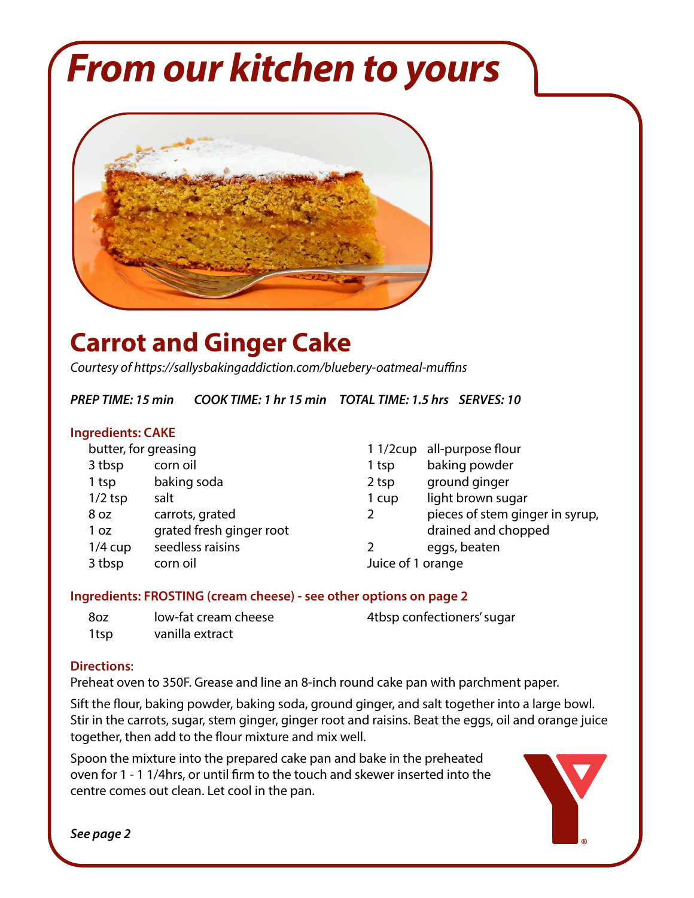# From our kitchen to yours

## Carrot and Ginger Cake

*Courtesy of https://sallysbakingaddiction.com/bluebery-oatmeal-muffins*

***PREP TIME: 15 min    COOK TIME: 1 hr 15 min    TOTAL TIME: 1.5 hrs    SERVES: 10***

### Ingredients: CAKE

- butter, for greasing
- 3 tbsp corn oil
- 1 tsp baking soda
- 1/2 tsp salt
- 8 oz carrots, grated
- 1 oz grated fresh ginger root
- 1/4 cup seedless raisins
- 3 tbsp corn oil
- 1 1/2cup all-purpose flour
- 1 tsp baking powder
- 2 tsp ground ginger
- 1 cup light brown sugar
- 2 pieces of stem ginger in syrup, drained and chopped
- 2 eggs, beaten
- Juice of 1 orange

### Ingredients: FROSTING (cream cheese) - see other options on page 2

- 8oz low-fat cream cheese
- 1tsp vanilla extract
- 4tbsp confectioners' sugar

### Directions:

Preheat oven to 350F. Grease and line an 8-inch round cake pan with parchment paper.

Sift the flour, baking powder, baking soda, ground ginger, and salt together into a large bowl. Stir in the carrots, sugar, stem ginger, ginger root and raisins. Beat the eggs, oil and orange juice together, then add to the flour mixture and mix well.

Spoon the mixture into the prepared cake pan and bake in the preheated oven for 1 - 1 1/4hrs, or until firm to the touch and skewer inserted into the centre comes out clean. Let cool in the pan.

***See page 2***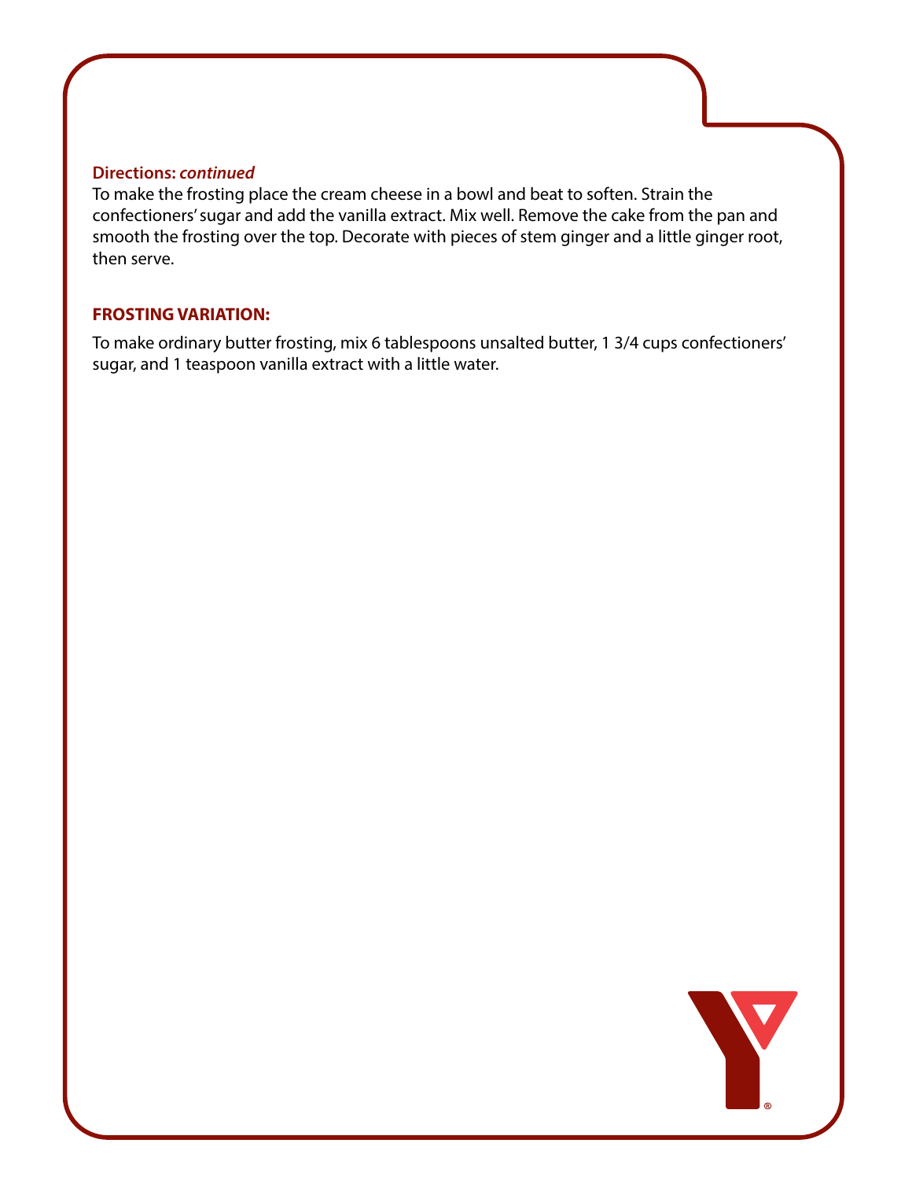**Directions:** ***continued***

To make the frosting place the cream cheese in a bowl and beat to soften. Strain the confectioners' sugar and add the vanilla extract. Mix well. Remove the cake from the pan and smooth the frosting over the top. Decorate with pieces of stem ginger and a little ginger root, then serve.

**FROSTING VARIATION:**

To make ordinary butter frosting, mix 6 tablespoons unsalted butter, 1 3/4 cups confectioners' sugar, and 1 teaspoon vanilla extract with a little water.